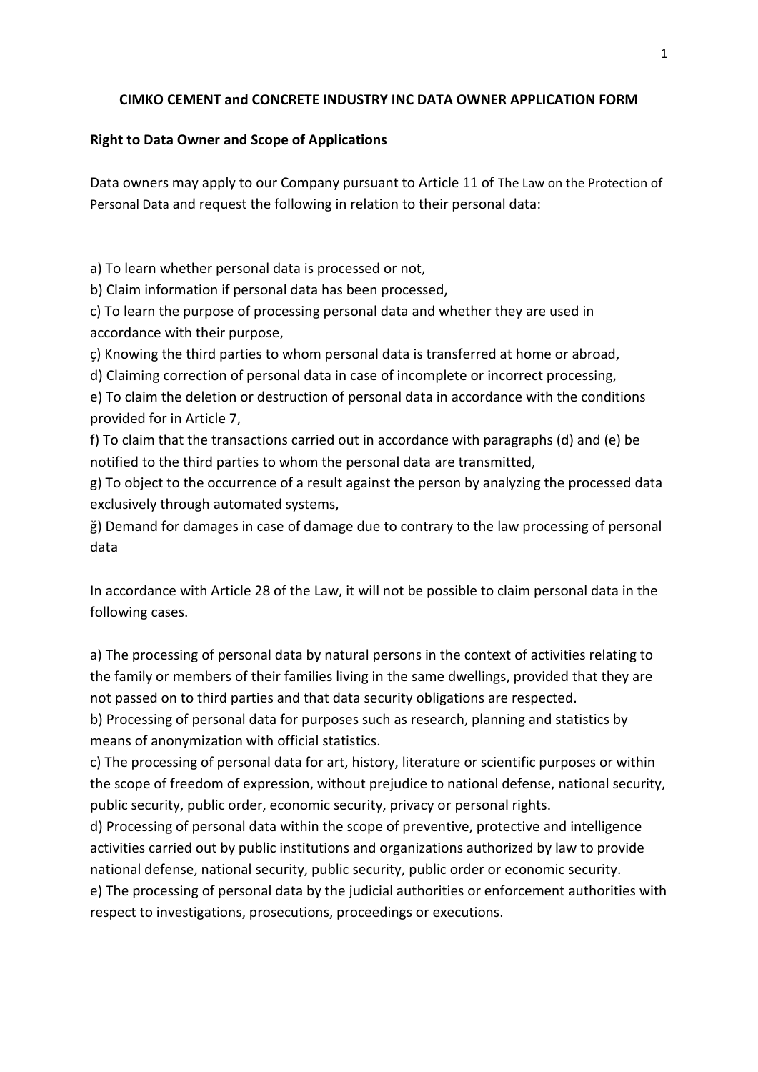**CIMKO CEMENT and CONCRETE INDUSTRY INC DATA OWNER APPLICATION FORM**

**Right to Data Owner and Scope of Applications**

Data owners may apply to our Company pursuant to Article 11 of The Law on the Protection of Personal Data and request the following in relation to their personal data:

a) To learn whether personal data is processed or not,
b) Claim information if personal data has been processed,
c) To learn the purpose of processing personal data and whether they are used in accordance with their purpose,
ç) Knowing the third parties to whom personal data is transferred at home or abroad,
d) Claiming correction of personal data in case of incomplete or incorrect processing,
e) To claim the deletion or destruction of personal data in accordance with the conditions provided for in Article 7,
f) To claim that the transactions carried out in accordance with paragraphs (d) and (e) be notified to the third parties to whom the personal data are transmitted,
g) To object to the occurrence of a result against the person by analyzing the processed data exclusively through automated systems,
ğ) Demand for damages in case of damage due to contrary to the law processing of personal data

In accordance with Article 28 of the Law, it will not be possible to claim personal data in the following cases.

a) The processing of personal data by natural persons in the context of activities relating to the family or members of their families living in the same dwellings, provided that they are not passed on to third parties and that data security obligations are respected.
b) Processing of personal data for purposes such as research, planning and statistics by means of anonymization with official statistics.
c) The processing of personal data for art, history, literature or scientific purposes or within the scope of freedom of expression, without prejudice to national defense, national security, public security, public order, economic security, privacy or personal rights.
d) Processing of personal data within the scope of preventive, protective and intelligence activities carried out by public institutions and organizations authorized by law to provide national defense, national security, public security, public order or economic security.
e) The processing of personal data by the judicial authorities or enforcement authorities with respect to investigations, prosecutions, proceedings or executions.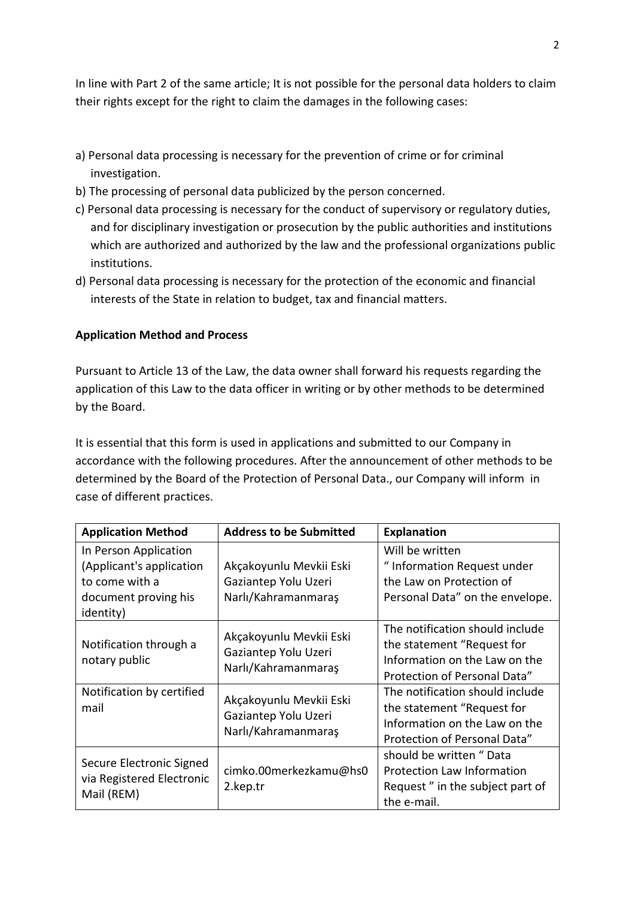In line with Part 2 of the same article; It is not possible for the personal data holders to claim their rights except for the right to claim the damages in the following cases:

a) Personal data processing is necessary for the prevention of crime or for criminal investigation.
b) The processing of personal data publicized by the person concerned.
c) Personal data processing is necessary for the conduct of supervisory or regulatory duties, and for disciplinary investigation or prosecution by the public authorities and institutions which are authorized and authorized by the law and the professional organizations public institutions.
d) Personal data processing is necessary for the protection of the economic and financial interests of the State in relation to budget, tax and financial matters.

**Application Method and Process**

Pursuant to Article 13 of the Law, the data owner shall forward his requests regarding the application of this Law to the data officer in writing or by other methods to be determined by the Board.

It is essential that this form is used in applications and submitted to our Company in accordance with the following procedures. After the announcement of other methods to be determined by the Board of the Protection of Personal Data., our Company will inform in case of different practices.

| Application Method | Address to be Submitted | Explanation |
|---|---|---|
| In Person Application (Applicant's application to come with a document proving his identity) | Akçakoyunlu Mevkii Eski Gaziantep Yolu Uzeri Narlı/Kahramanmaraş | Will be written " Information Request under the Law on Protection of Personal Data" on the envelope. |
| Notification through a notary public | Akçakoyunlu Mevkii Eski Gaziantep Yolu Uzeri Narlı/Kahramanmaraş | The notification should include the statement "Request for Information on the Law on the Protection of Personal Data" |
| Notification by certified mail | Akçakoyunlu Mevkii Eski Gaziantep Yolu Uzeri Narlı/Kahramanmaraş | The notification should include the statement "Request for Information on the Law on the Protection of Personal Data" |
| Secure Electronic Signed via Registered Electronic Mail (REM) | cimko.00merkezkamu@hs02.kep.tr | should be written " Data Protection Law Information Request " in the subject part of the e-mail. |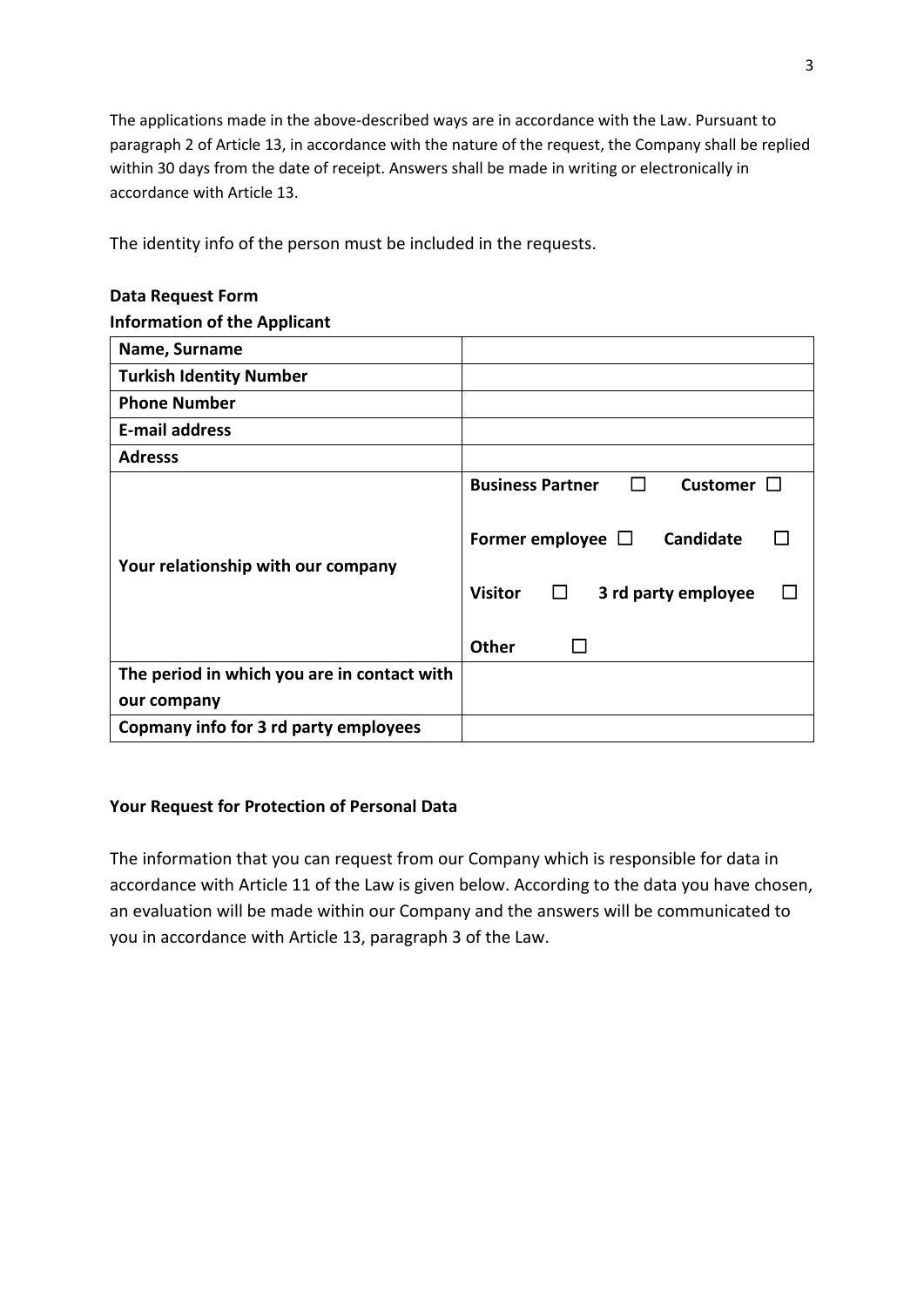The applications made in the above-described ways are in accordance with the Law. Pursuant to paragraph 2 of Article 13, in accordance with the nature of the request, the Company shall be replied within 30 days from the date of receipt. Answers shall be made in writing or electronically in accordance with Article 13.

The identity info of the person must be included in the requests.

**Data Request Form**

**Information of the Applicant**

| **Name, Surname** | |
|---|---|
| **Turkish Identity Number** | |
| **Phone Number** | |
| **E-mail address** | |
| **Adresss** | |
| **Your relationship with our company** | **Business Partner** ☐ **Customer** ☐<br><br>**Former employee** ☐ **Candidate** ☐<br><br>**Visitor** ☐ **3 rd party employee** ☐<br><br>**Other** ☐ |
| **The period in which you are in contact with our company** | |
| **Copmany info for 3 rd party employees** | |

**Your Request for Protection of Personal Data**

The information that you can request from our Company which is responsible for data in accordance with Article 11 of the Law is given below. According to the data you have chosen, an evaluation will be made within our Company and the answers will be communicated to you in accordance with Article 13, paragraph 3 of the Law.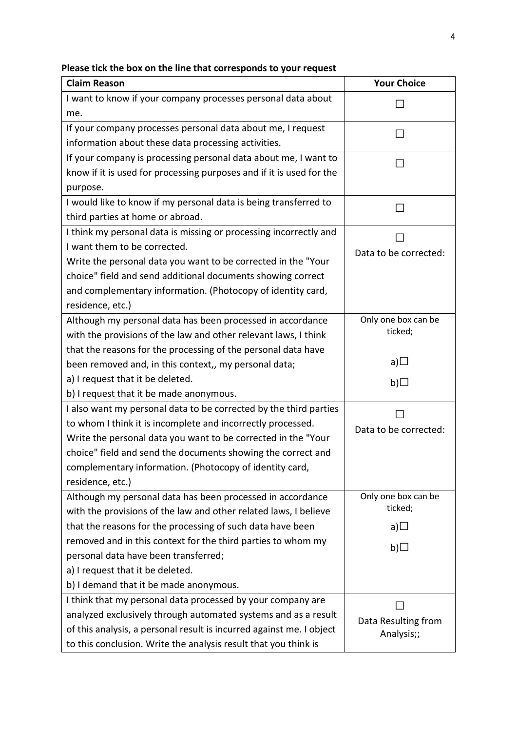**Please tick the box on the line that corresponds to your request**

| Claim Reason | Your Choice |
|---|---|
| I want to know if your company processes personal data about me. | ☐ |
| If your company processes personal data about me, I request information about these data processing activities. | ☐ |
| If your company is processing personal data about me, I want to know if it is used for processing purposes and if it is used for the purpose. | ☐ |
| I would like to know if my personal data is being transferred to third parties at home or abroad. | ☐ |
| I think my personal data is missing or processing incorrectly and I want them to be corrected.<br>Write the personal data you want to be corrected in the "Your choice" field and send additional documents showing correct and complementary information. (Photocopy of identity card, residence, etc.) | ☐<br>Data to be corrected: |
| Although my personal data has been processed in accordance with the provisions of the law and other relevant laws, I think that the reasons for the processing of the personal data have been removed and, in this context,, my personal data;<br>a) I request that it be deleted.<br>b) I request that it be made anonymous. | Only one box can be ticked;<br>a)☐<br>b)☐ |
| I also want my personal data to be corrected by the third parties to whom I think it is incomplete and incorrectly processed.<br>Write the personal data you want to be corrected in the "Your choice" field and send the documents showing the correct and complementary information. (Photocopy of identity card, residence, etc.) | ☐<br>Data to be corrected: |
| Although my personal data has been processed in accordance with the provisions of the law and other related laws, I believe that the reasons for the processing of such data have been removed and in this context for the third parties to whom my personal data have been transferred;<br>a) I request that it be deleted.<br>b) I demand that it be made anonymous. | Only one box can be ticked;<br>a)☐<br>b)☐ |
| I think that my personal data processed by your company are analyzed exclusively through automated systems and as a result of this analysis, a personal result is incurred against me. I object to this conclusion. Write the analysis result that you think is | ☐<br>Data Resulting from Analysis;; |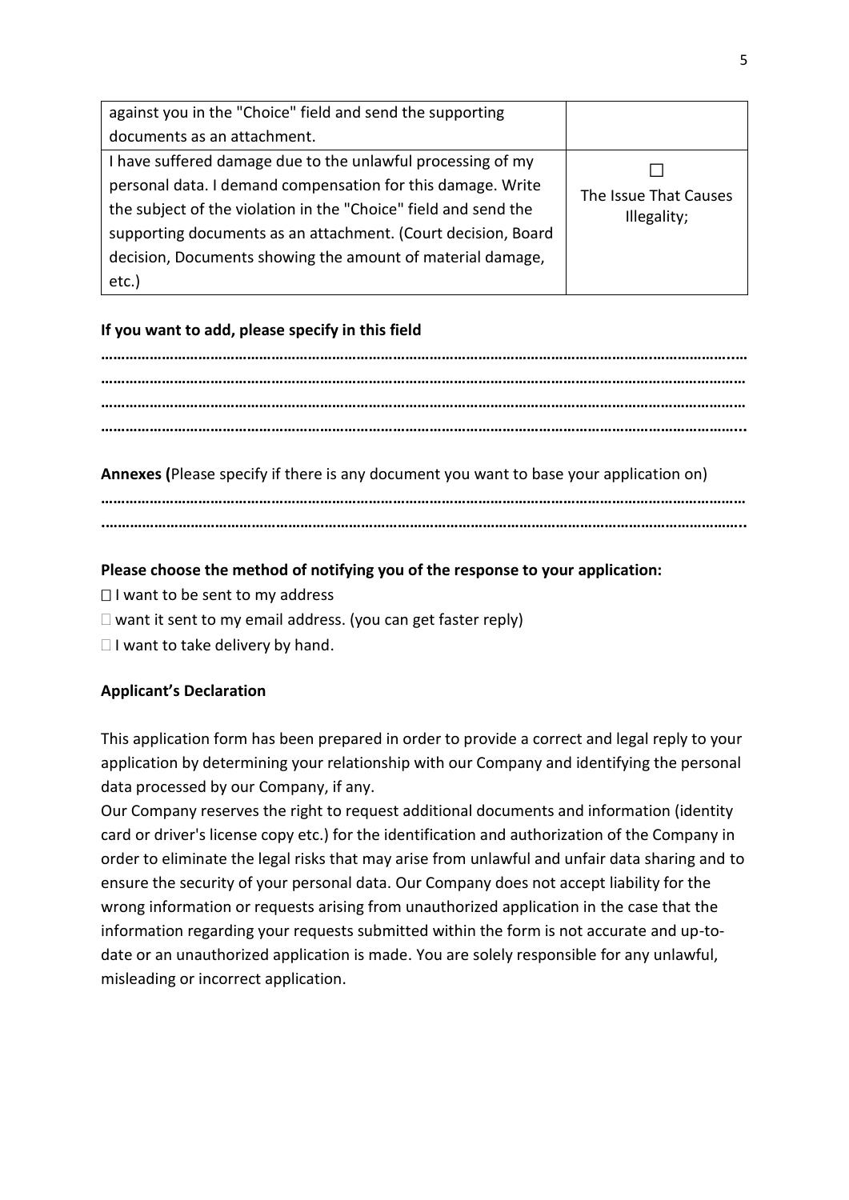| | |
|---|---|
| against you in the "Choice" field and send the supporting documents as an attachment. | |
| I have suffered damage due to the unlawful processing of my personal data. I demand compensation for this damage. Write the subject of the violation in the "Choice" field and send the supporting documents as an attachment. (Court decision, Board decision, Documents showing the amount of material damage, etc.) | ☐ The Issue That Causes Illegality; |

**If you want to add, please specify in this field**

**……………………………………………………………………………………………………………………………………………**
**……………………………………………………………………………………………………………………………………………**
**……………………………………………………………………………………………………………………………………………**
**……………………………………………………………………………………………………………………………………………..**

**Annexes (**Please specify if there is any document you want to base your application on)

**……………………………………………………………………………………………………………………………………………**
**……………………………………………………………………………………………………………………………………………..**

**Please choose the method of notifying you of the response to your application:**

☐ I want to be sent to my address
☐ want it sent to my email address. (you can get faster reply)
☐ I want to take delivery by hand.

**Applicant's Declaration**

This application form has been prepared in order to provide a correct and legal reply to your application by determining your relationship with our Company and identifying the personal data processed by our Company, if any.
Our Company reserves the right to request additional documents and information (identity card or driver's license copy etc.) for the identification and authorization of the Company in order to eliminate the legal risks that may arise from unlawful and unfair data sharing and to ensure the security of your personal data. Our Company does not accept liability for the wrong information or requests arising from unauthorized application in the case that the information regarding your requests submitted within the form is not accurate and up-to-date or an unauthorized application is made. You are solely responsible for any unlawful, misleading or incorrect application.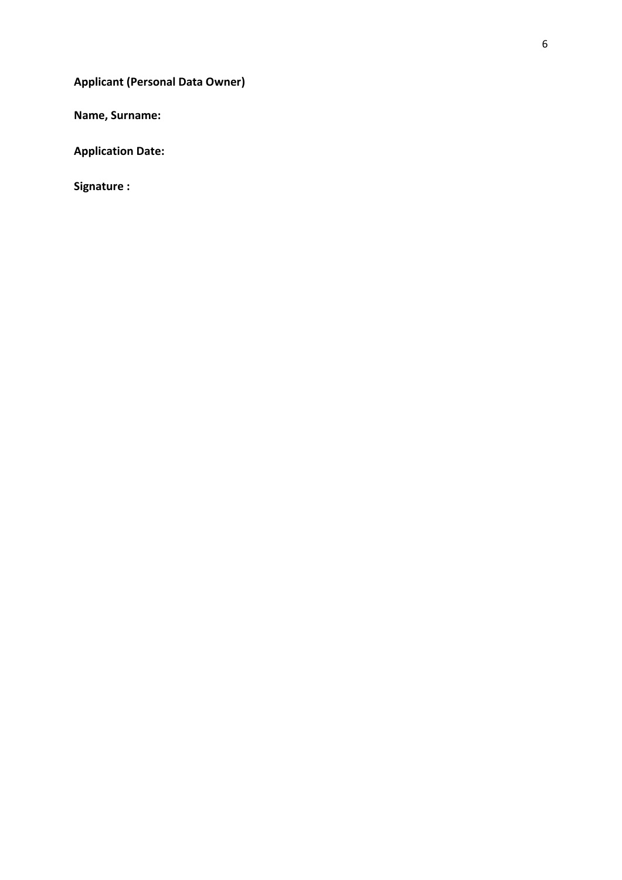**Applicant (Personal Data Owner)**

**Name, Surname:**

**Application Date:**

**Signature :**